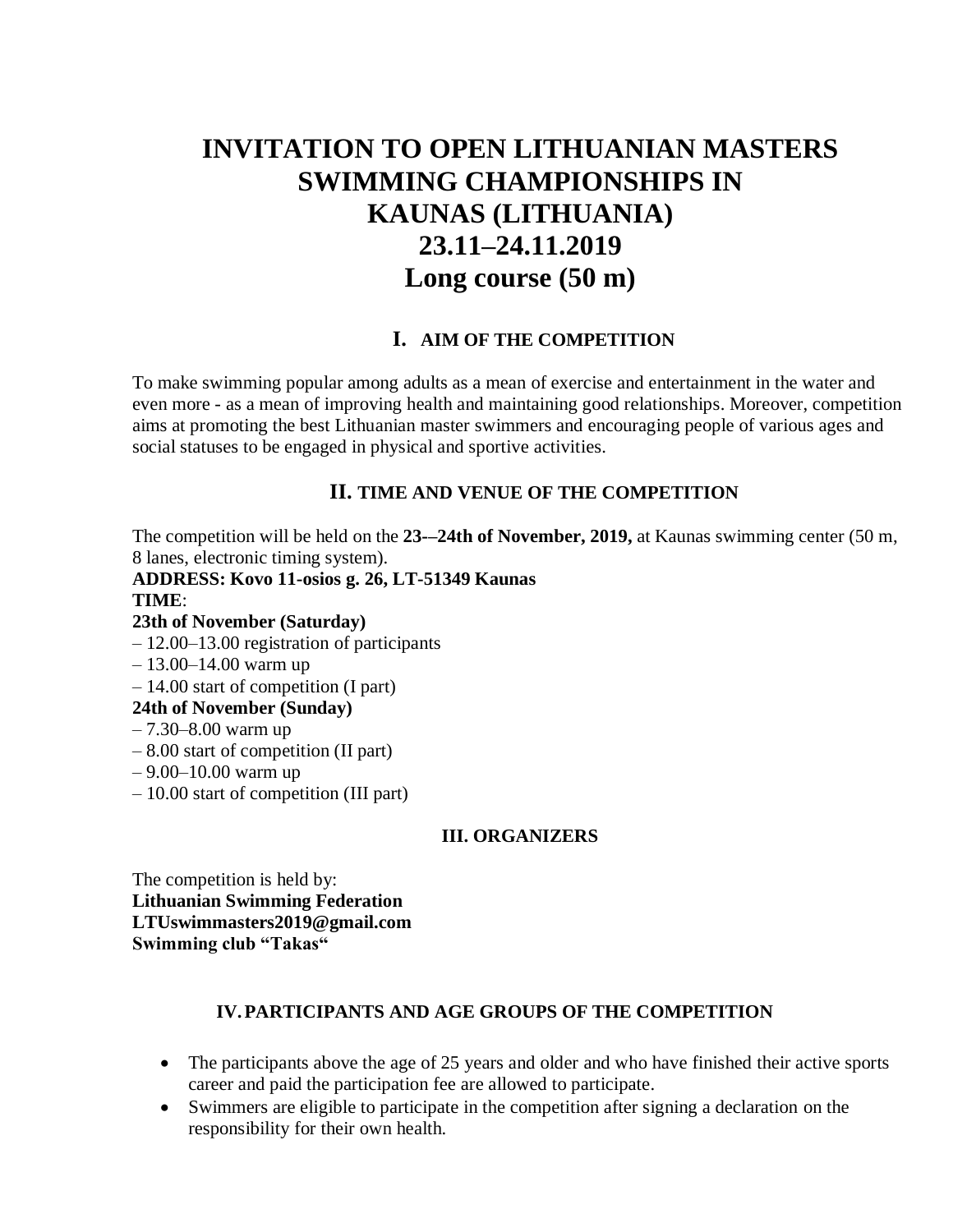# INVITATION TO OPEN LITHUANIAN MASTERS SWIMMING CHAMPIONSHIPS IN KAUNAS (LITHUANIA) 23.11–24.11.2019 Long course (50 m)

## I. AIM OF THE COMPETITION

To make swimming popular among adults as a mean of exercise and entertainment in the water and even more - as a mean of improving health and maintaining good relationships. Moreover, competition aims at promoting the best Lithuanian master swimmers and encouraging people of various ages and social statuses to be engaged in physical and sportive activities.

## II. TIME AND VENUE OF THE COMPETITION

The competition will be held on the **23-–24th of November, 2019,** at Kaunas swimming center (50 m, 8 lanes, electronic timing system).

**ADDRESS: Kovo 11-osios g. 26, LT-51349 Kaunas**

**TIME**:

**23th of November (Saturday)**

– 12.00–13.00 registration of participants
– 13.00–14.00 warm up
– 14.00 start of competition (I part)

**24th of November (Sunday)**

– 7.30–8.00 warm up
– 8.00 start of competition (II part)
– 9.00–10.00 warm up
– 10.00 start of competition (III part)

## III. ORGANIZERS

The competition is held by:
**Lithuanian Swimming Federation**
**LTUswimmasters2019@gmail.com**
**Swimming club "Takas"**

## IV. PARTICIPANTS AND AGE GROUPS OF THE COMPETITION

- The participants above the age of 25 years and older and who have finished their active sports career and paid the participation fee are allowed to participate.
- Swimmers are eligible to participate in the competition after signing a declaration on the responsibility for their own health.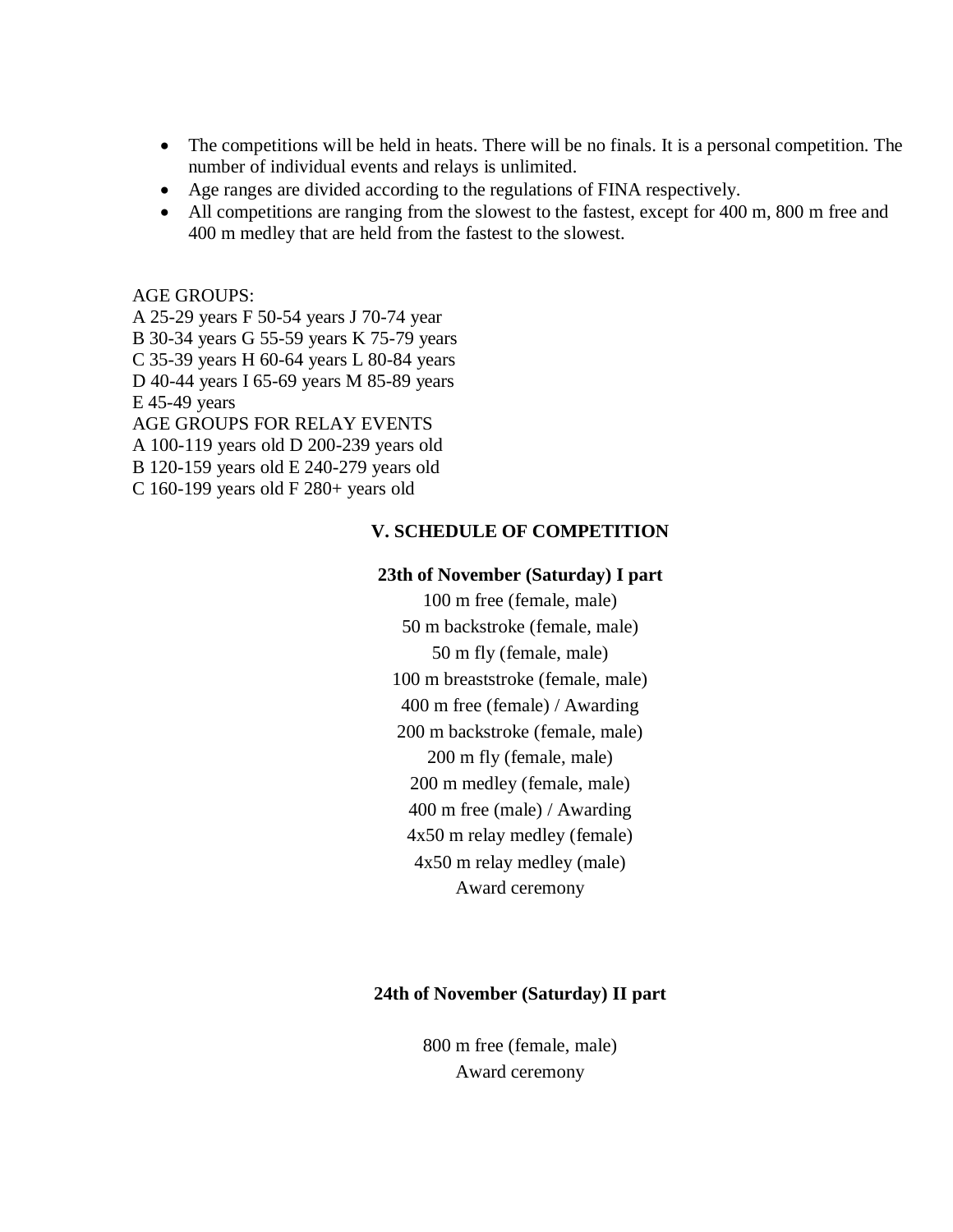- The competitions will be held in heats. There will be no finals. It is a personal competition. The number of individual events and relays is unlimited.
- Age ranges are divided according to the regulations of FINA respectively.
- All competitions are ranging from the slowest to the fastest, except for 400 m, 800 m free and 400 m medley that are held from the fastest to the slowest.

AGE GROUPS:
A 25-29 years F 50-54 years J 70-74 year
B 30-34 years G 55-59 years K 75-79 years
C 35-39 years H 60-64 years L 80-84 years
D 40-44 years I 65-69 years M 85-89 years
E 45-49 years
AGE GROUPS FOR RELAY EVENTS
A 100-119 years old D 200-239 years old
B 120-159 years old E 240-279 years old
C 160-199 years old F 280+ years old

## V. SCHEDULE OF COMPETITION

**23th of November (Saturday) I part**

100 m free (female, male)
50 m backstroke (female, male)
50 m fly (female, male)
100 m breaststroke (female, male)
400 m free (female) / Awarding
200 m backstroke (female, male)
200 m fly (female, male)
200 m medley (female, male)
400 m free (male) / Awarding
4x50 m relay medley (female)
4x50 m relay medley (male)
Award ceremony

**24th of November (Saturday) II part**

800 m free (female, male)
Award ceremony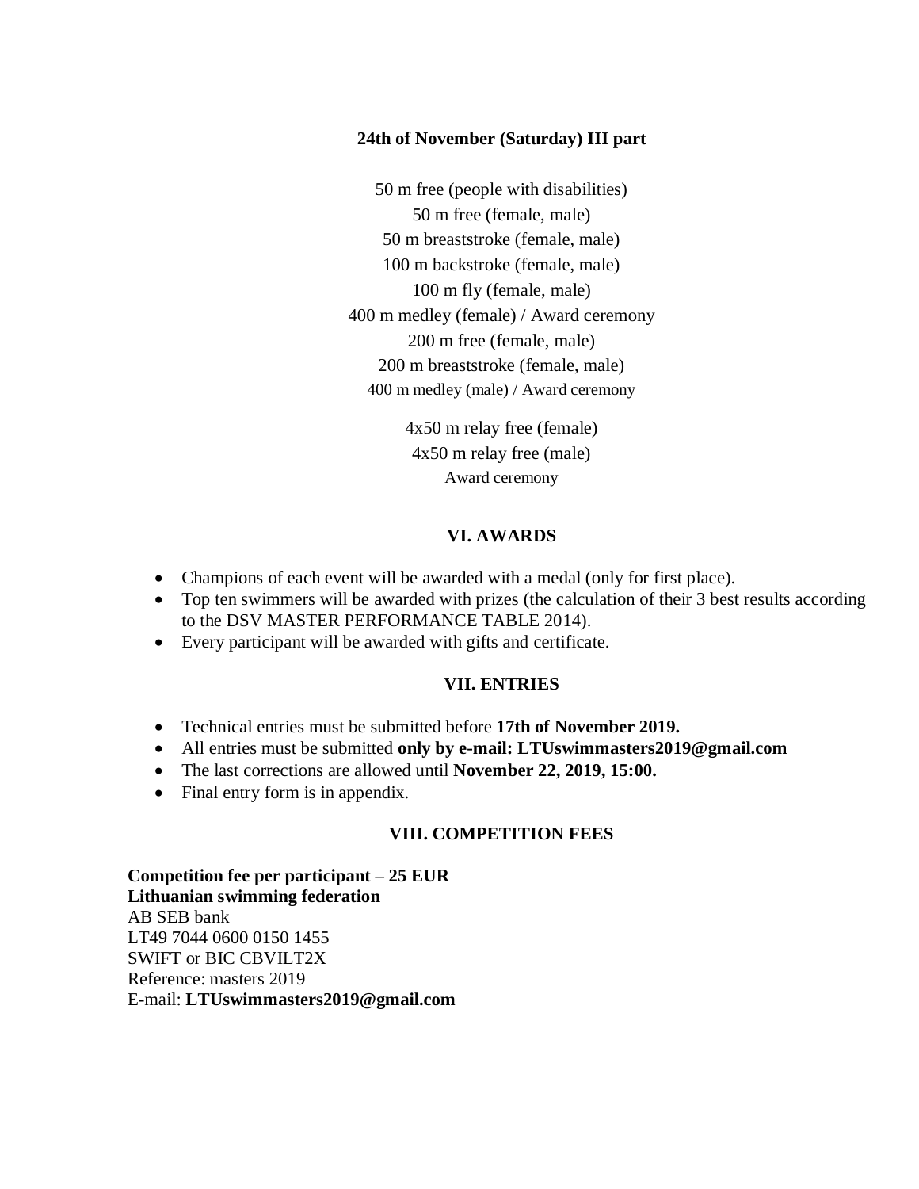**24th of November (Saturday) III part**

50 m free (people with disabilities)
50 m free (female, male)
50 m breaststroke (female, male)
100 m backstroke (female, male)
100 m fly (female, male)
400 m medley (female) / Award ceremony
200 m free (female, male)
200 m breaststroke (female, male)
400 m medley (male) / Award ceremony

4x50 m relay free (female)
4x50 m relay free (male)
Award ceremony

## VI. AWARDS

- Champions of each event will be awarded with a medal (only for first place).
- Top ten swimmers will be awarded with prizes (the calculation of their 3 best results according to the DSV MASTER PERFORMANCE TABLE 2014).
- Every participant will be awarded with gifts and certificate.

## VII. ENTRIES

- Technical entries must be submitted before **17th of November 2019.**
- All entries must be submitted **only by e-mail: LTUswimmasters2019@gmail.com**
- The last corrections are allowed until **November 22, 2019, 15:00.**
- Final entry form is in appendix.

## VIII. COMPETITION FEES

**Competition fee per participant – 25 EUR**
**Lithuanian swimming federation**
AB SEB bank
LT49 7044 0600 0150 1455
SWIFT or BIC CBVILT2X
Reference: masters 2019
E-mail: **LTUswimmasters2019@gmail.com**